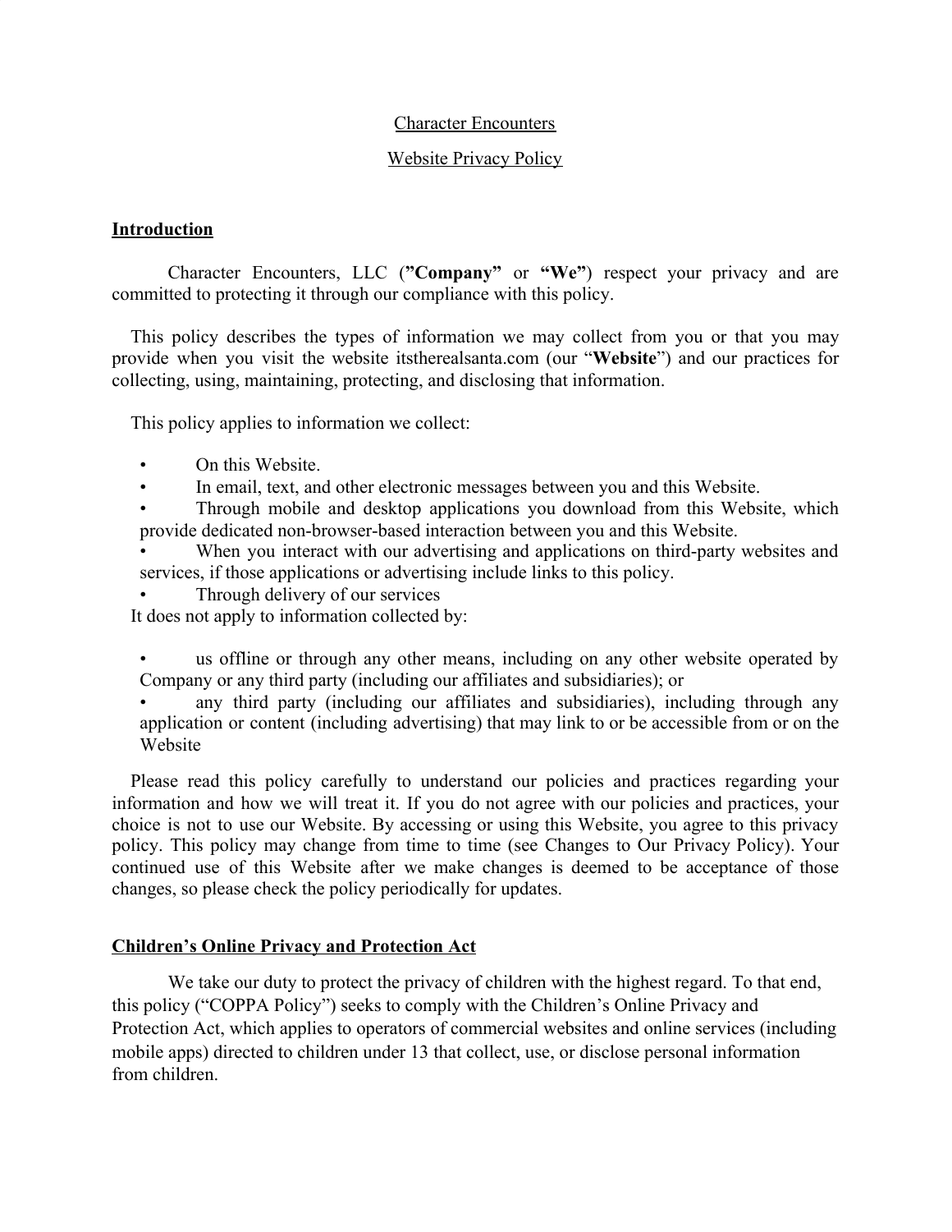Character Encounters

Website Privacy Policy

## Introduction

Character Encounters, LLC (**"Company"** or **"We"**) respect your privacy and are committed to protecting it through our compliance with this policy.

This policy describes the types of information we may collect from you or that you may provide when you visit the website itstherealsanta.com (our "**Website**") and our practices for collecting, using, maintaining, protecting, and disclosing that information.

This policy applies to information we collect:

- On this Website.
- In email, text, and other electronic messages between you and this Website.
- Through mobile and desktop applications you download from this Website, which provide dedicated non-browser-based interaction between you and this Website.
- When you interact with our advertising and applications on third-party websites and services, if those applications or advertising include links to this policy.
- Through delivery of our services

It does not apply to information collected by:

- us offline or through any other means, including on any other website operated by Company or any third party (including our affiliates and subsidiaries); or
- any third party (including our affiliates and subsidiaries), including through any application or content (including advertising) that may link to or be accessible from or on the Website

Please read this policy carefully to understand our policies and practices regarding your information and how we will treat it. If you do not agree with our policies and practices, your choice is not to use our Website. By accessing or using this Website, you agree to this privacy policy. This policy may change from time to time (see Changes to Our Privacy Policy). Your continued use of this Website after we make changes is deemed to be acceptance of those changes, so please check the policy periodically for updates.

## Children's Online Privacy and Protection Act

We take our duty to protect the privacy of children with the highest regard. To that end, this policy ("COPPA Policy") seeks to comply with the Children's Online Privacy and Protection Act, which applies to operators of commercial websites and online services (including mobile apps) directed to children under 13 that collect, use, or disclose personal information from children.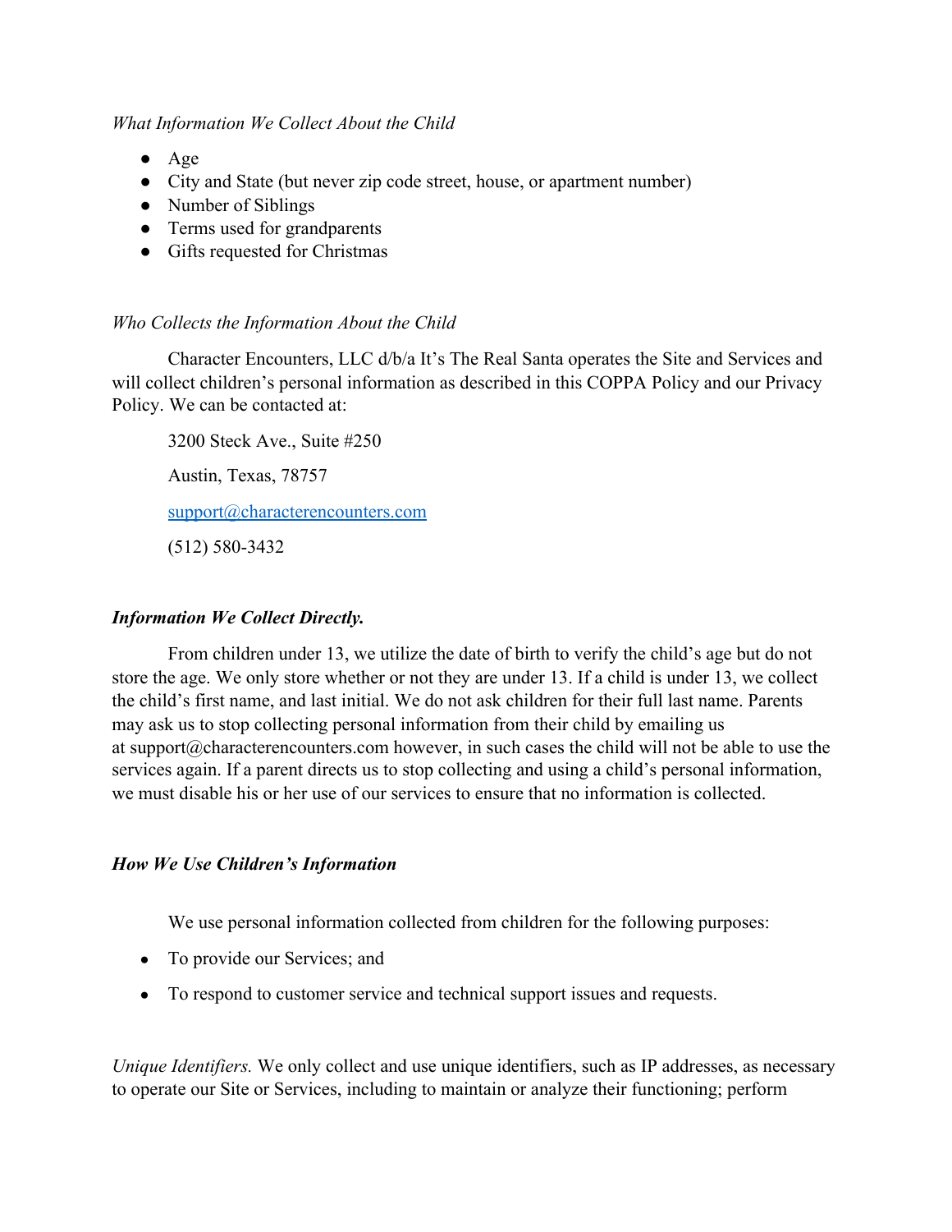*What Information We Collect About the Child*

- Age
- City and State (but never zip code street, house, or apartment number)
- Number of Siblings
- Terms used for grandparents
- Gifts requested for Christmas

*Who Collects the Information About the Child*

Character Encounters, LLC d/b/a It's The Real Santa operates the Site and Services and will collect children's personal information as described in this COPPA Policy and our Privacy Policy. We can be contacted at:

3200 Steck Ave., Suite #250

Austin, Texas, 78757

support@characterencounters.com

(512) 580-3432

***Information We Collect Directly.***

From children under 13, we utilize the date of birth to verify the child's age but do not store the age. We only store whether or not they are under 13. If a child is under 13, we collect the child's first name, and last initial. We do not ask children for their full last name. Parents may ask us to stop collecting personal information from their child by emailing us at support@characterencounters.com however, in such cases the child will not be able to use the services again. If a parent directs us to stop collecting and using a child's personal information, we must disable his or her use of our services to ensure that no information is collected.

***How We Use Children's Information***

We use personal information collected from children for the following purposes:

- To provide our Services; and
- To respond to customer service and technical support issues and requests.

*Unique Identifiers.* We only collect and use unique identifiers, such as IP addresses, as necessary to operate our Site or Services, including to maintain or analyze their functioning; perform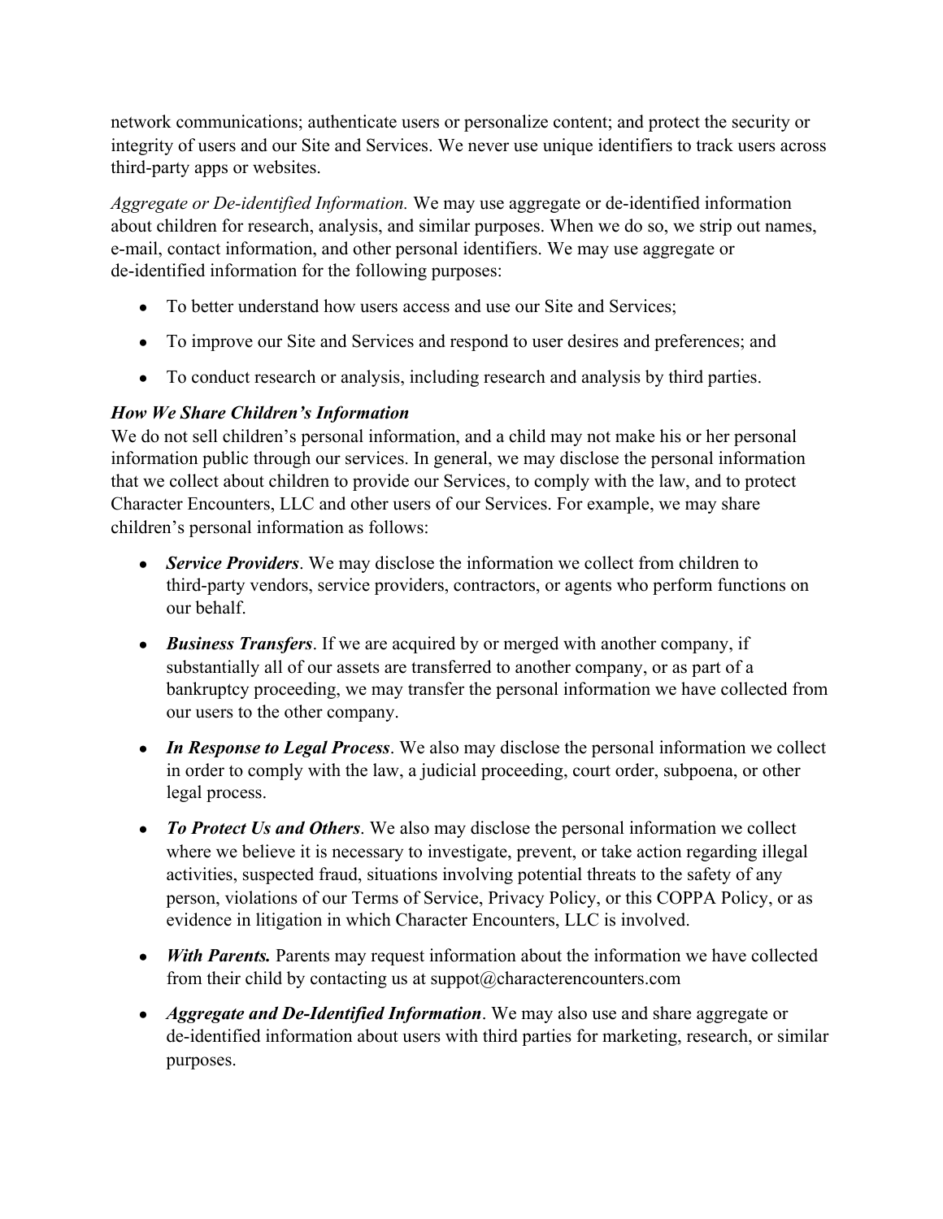network communications; authenticate users or personalize content; and protect the security or integrity of users and our Site and Services. We never use unique identifiers to track users across third-party apps or websites.

*Aggregate or De-identified Information.* We may use aggregate or de-identified information about children for research, analysis, and similar purposes. When we do so, we strip out names, e-mail, contact information, and other personal identifiers. We may use aggregate or de-identified information for the following purposes:

- To better understand how users access and use our Site and Services;
- To improve our Site and Services and respond to user desires and preferences; and
- To conduct research or analysis, including research and analysis by third parties.

***How We Share Children's Information***

We do not sell children's personal information, and a child may not make his or her personal information public through our services. In general, we may disclose the personal information that we collect about children to provide our Services, to comply with the law, and to protect Character Encounters, LLC and other users of our Services. For example, we may share children's personal information as follows:

- ***Service Providers***. We may disclose the information we collect from children to third-party vendors, service providers, contractors, or agents who perform functions on our behalf.
- ***Business Transfers***. If we are acquired by or merged with another company, if substantially all of our assets are transferred to another company, or as part of a bankruptcy proceeding, we may transfer the personal information we have collected from our users to the other company.
- ***In Response to Legal Process***. We also may disclose the personal information we collect in order to comply with the law, a judicial proceeding, court order, subpoena, or other legal process.
- ***To Protect Us and Others***. We also may disclose the personal information we collect where we believe it is necessary to investigate, prevent, or take action regarding illegal activities, suspected fraud, situations involving potential threats to the safety of any person, violations of our Terms of Service, Privacy Policy, or this COPPA Policy, or as evidence in litigation in which Character Encounters, LLC is involved.
- ***With Parents.*** Parents may request information about the information we have collected from their child by contacting us at suppot@characterencounters.com
- ***Aggregate and De-Identified Information***. We may also use and share aggregate or de-identified information about users with third parties for marketing, research, or similar purposes.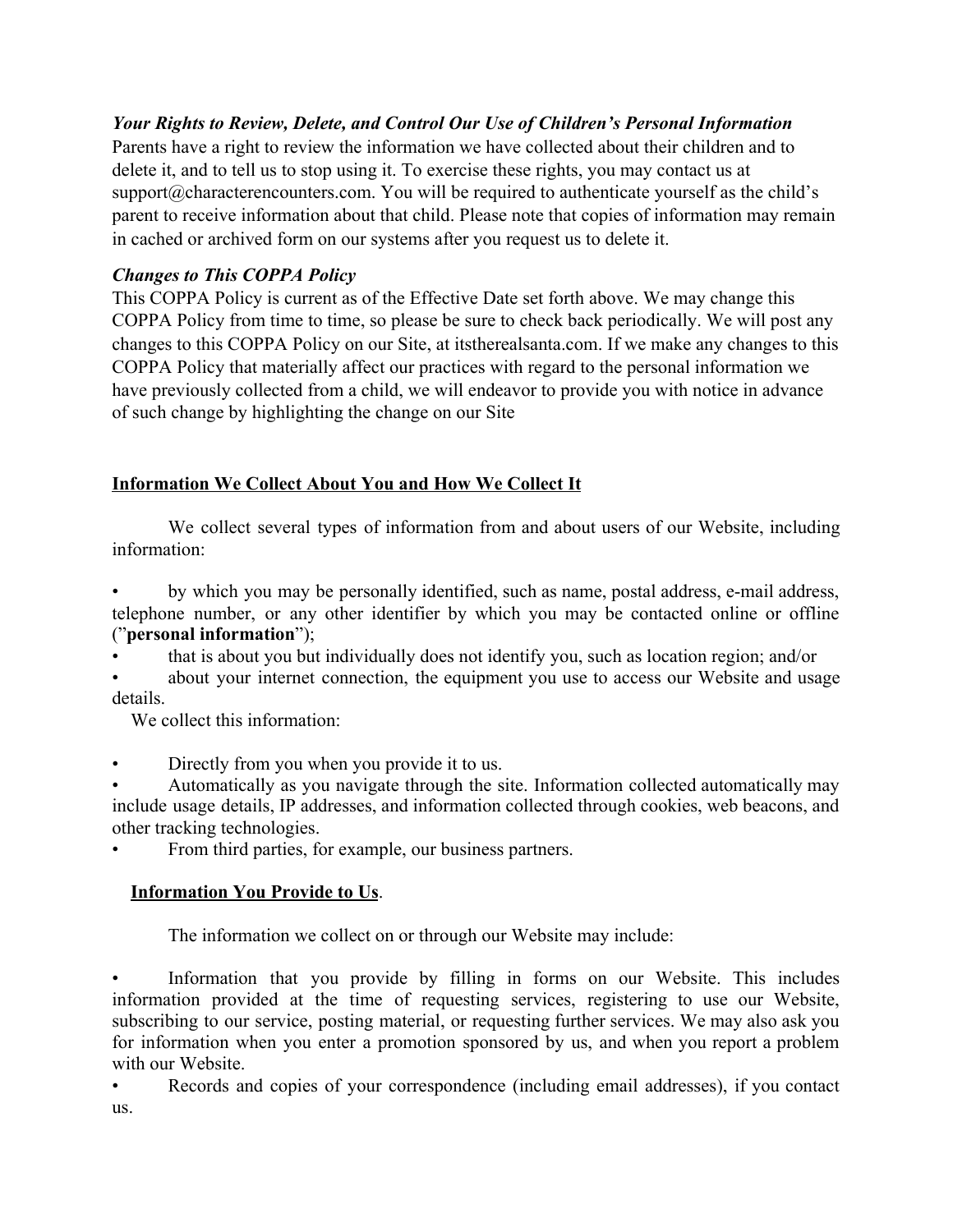***Your Rights to Review, Delete, and Control Our Use of Children's Personal Information***

Parents have a right to review the information we have collected about their children and to delete it, and to tell us to stop using it. To exercise these rights, you may contact us at support@characterencounters.com. You will be required to authenticate yourself as the child's parent to receive information about that child. Please note that copies of information may remain in cached or archived form on our systems after you request us to delete it.

***Changes to This COPPA Policy***

This COPPA Policy is current as of the Effective Date set forth above. We may change this COPPA Policy from time to time, so please be sure to check back periodically. We will post any changes to this COPPA Policy on our Site, at itstherealsanta.com. If we make any changes to this COPPA Policy that materially affect our practices with regard to the personal information we have previously collected from a child, we will endeavor to provide you with notice in advance of such change by highlighting the change on our Site

## <u>Information We Collect About You and How We Collect It</u>

We collect several types of information from and about users of our Website, including information:

- by which you may be personally identified, such as name, postal address, e-mail address, telephone number, or any other identifier by which you may be contacted online or offline ("**personal information**");
- that is about you but individually does not identify you, such as location region; and/or
- about your internet connection, the equipment you use to access our Website and usage details.

We collect this information:

- Directly from you when you provide it to us.
- Automatically as you navigate through the site. Information collected automatically may include usage details, IP addresses, and information collected through cookies, web beacons, and other tracking technologies.
- From third parties, for example, our business partners.

### <u>Information You Provide to Us</u>.

The information we collect on or through our Website may include:

- Information that you provide by filling in forms on our Website. This includes information provided at the time of requesting services, registering to use our Website, subscribing to our service, posting material, or requesting further services. We may also ask you for information when you enter a promotion sponsored by us, and when you report a problem with our Website.
- Records and copies of your correspondence (including email addresses), if you contact us.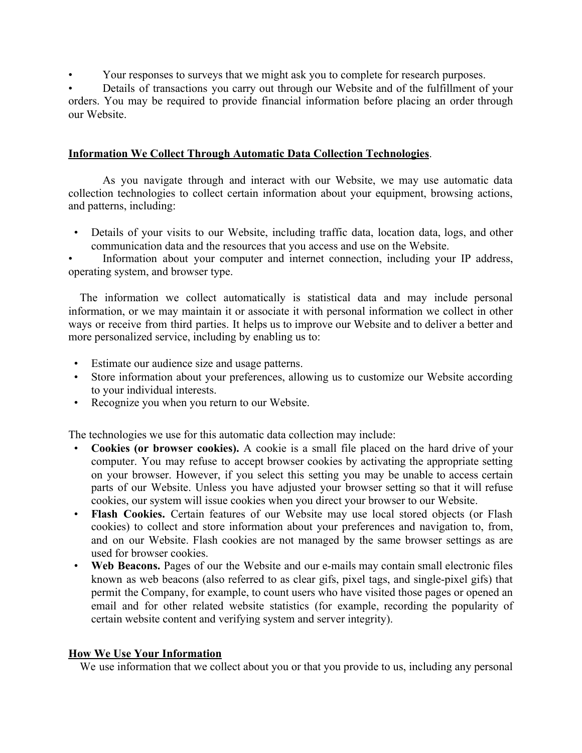- Your responses to surveys that we might ask you to complete for research purposes.
- Details of transactions you carry out through our Website and of the fulfillment of your orders. You may be required to provide financial information before placing an order through our Website.

**Information We Collect Through Automatic Data Collection Technologies**.

As you navigate through and interact with our Website, we may use automatic data collection technologies to collect certain information about your equipment, browsing actions, and patterns, including:

- Details of your visits to our Website, including traffic data, location data, logs, and other communication data and the resources that you access and use on the Website.
- Information about your computer and internet connection, including your IP address, operating system, and browser type.

The information we collect automatically is statistical data and may include personal information, or we may maintain it or associate it with personal information we collect in other ways or receive from third parties. It helps us to improve our Website and to deliver a better and more personalized service, including by enabling us to:

- Estimate our audience size and usage patterns.
- Store information about your preferences, allowing us to customize our Website according to your individual interests.
- Recognize you when you return to our Website.

The technologies we use for this automatic data collection may include:

- **Cookies (or browser cookies).** A cookie is a small file placed on the hard drive of your computer. You may refuse to accept browser cookies by activating the appropriate setting on your browser. However, if you select this setting you may be unable to access certain parts of our Website. Unless you have adjusted your browser setting so that it will refuse cookies, our system will issue cookies when you direct your browser to our Website.
- **Flash Cookies.** Certain features of our Website may use local stored objects (or Flash cookies) to collect and store information about your preferences and navigation to, from, and on our Website. Flash cookies are not managed by the same browser settings as are used for browser cookies.
- **Web Beacons.** Pages of our the Website and our e-mails may contain small electronic files known as web beacons (also referred to as clear gifs, pixel tags, and single-pixel gifs) that permit the Company, for example, to count users who have visited those pages or opened an email and for other related website statistics (for example, recording the popularity of certain website content and verifying system and server integrity).

**How We Use Your Information**

We use information that we collect about you or that you provide to us, including any personal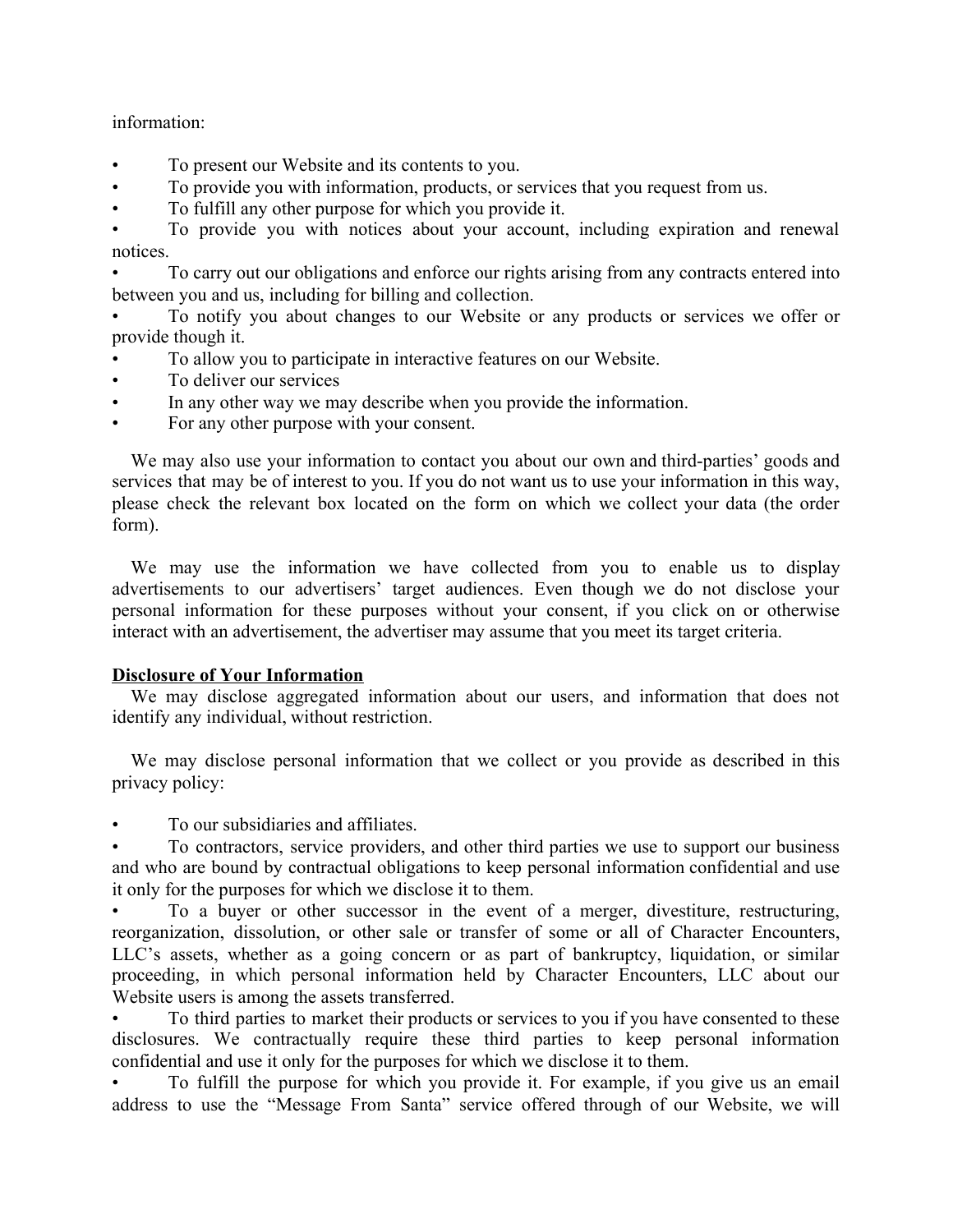information:

- To present our Website and its contents to you.
- To provide you with information, products, or services that you request from us.
- To fulfill any other purpose for which you provide it.
- To provide you with notices about your account, including expiration and renewal notices.
- To carry out our obligations and enforce our rights arising from any contracts entered into between you and us, including for billing and collection.
- To notify you about changes to our Website or any products or services we offer or provide though it.
- To allow you to participate in interactive features on our Website.
- To deliver our services
- In any other way we may describe when you provide the information.
- For any other purpose with your consent.

We may also use your information to contact you about our own and third-parties' goods and services that may be of interest to you. If you do not want us to use your information in this way, please check the relevant box located on the form on which we collect your data (the order form).

We may use the information we have collected from you to enable us to display advertisements to our advertisers' target audiences. Even though we do not disclose your personal information for these purposes without your consent, if you click on or otherwise interact with an advertisement, the advertiser may assume that you meet its target criteria.

**Disclosure of Your Information**

We may disclose aggregated information about our users, and information that does not identify any individual, without restriction.

We may disclose personal information that we collect or you provide as described in this privacy policy:

- To our subsidiaries and affiliates.
- To contractors, service providers, and other third parties we use to support our business and who are bound by contractual obligations to keep personal information confidential and use it only for the purposes for which we disclose it to them.
- To a buyer or other successor in the event of a merger, divestiture, restructuring, reorganization, dissolution, or other sale or transfer of some or all of Character Encounters, LLC's assets, whether as a going concern or as part of bankruptcy, liquidation, or similar proceeding, in which personal information held by Character Encounters, LLC about our Website users is among the assets transferred.
- To third parties to market their products or services to you if you have consented to these disclosures. We contractually require these third parties to keep personal information confidential and use it only for the purposes for which we disclose it to them.
- To fulfill the purpose for which you provide it. For example, if you give us an email address to use the "Message From Santa" service offered through of our Website, we will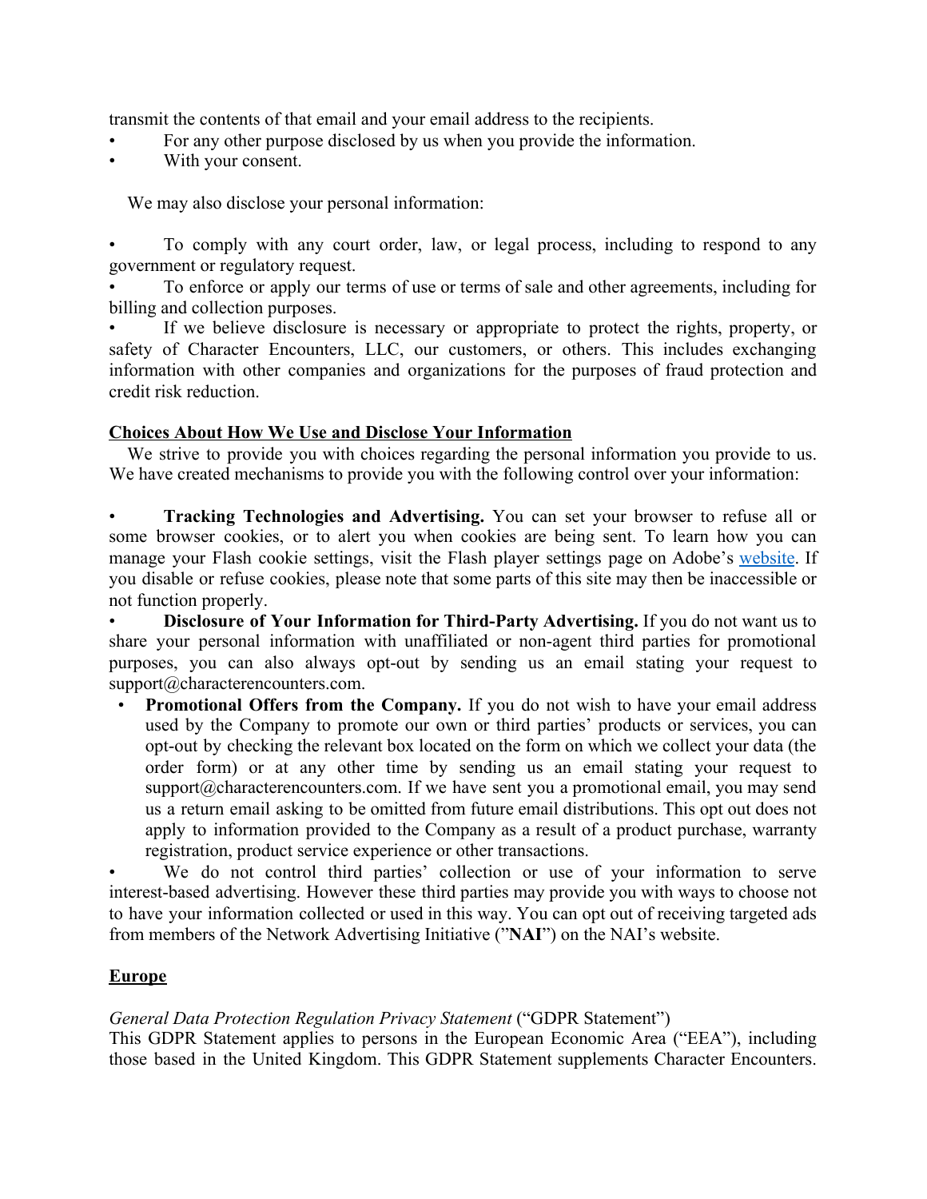transmit the contents of that email and your email address to the recipients.

- For any other purpose disclosed by us when you provide the information.
- With your consent.

We may also disclose your personal information:

- To comply with any court order, law, or legal process, including to respond to any government or regulatory request.
- To enforce or apply our terms of use or terms of sale and other agreements, including for billing and collection purposes.
- If we believe disclosure is necessary or appropriate to protect the rights, property, or safety of Character Encounters, LLC, our customers, or others. This includes exchanging information with other companies and organizations for the purposes of fraud protection and credit risk reduction.

## Choices About How We Use and Disclose Your Information

We strive to provide you with choices regarding the personal information you provide to us. We have created mechanisms to provide you with the following control over your information:

- **Tracking Technologies and Advertising.** You can set your browser to refuse all or some browser cookies, or to alert you when cookies are being sent. To learn how you can manage your Flash cookie settings, visit the Flash player settings page on Adobe's website. If you disable or refuse cookies, please note that some parts of this site may then be inaccessible or not function properly.
- **Disclosure of Your Information for Third-Party Advertising.** If you do not want us to share your personal information with unaffiliated or non-agent third parties for promotional purposes, you can also always opt-out by sending us an email stating your request to support@characterencounters.com.
- **Promotional Offers from the Company.** If you do not wish to have your email address used by the Company to promote our own or third parties' products or services, you can opt-out by checking the relevant box located on the form on which we collect your data (the order form) or at any other time by sending us an email stating your request to support@characterencounters.com. If we have sent you a promotional email, you may send us a return email asking to be omitted from future email distributions. This opt out does not apply to information provided to the Company as a result of a product purchase, warranty registration, product service experience or other transactions.
- We do not control third parties' collection or use of your information to serve interest-based advertising. However these third parties may provide you with ways to choose not to have your information collected or used in this way. You can opt out of receiving targeted ads from members of the Network Advertising Initiative ("**NAI**") on the NAI's website.

## Europe

*General Data Protection Regulation Privacy Statement* ("GDPR Statement")
This GDPR Statement applies to persons in the European Economic Area ("EEA"), including those based in the United Kingdom. This GDPR Statement supplements Character Encounters.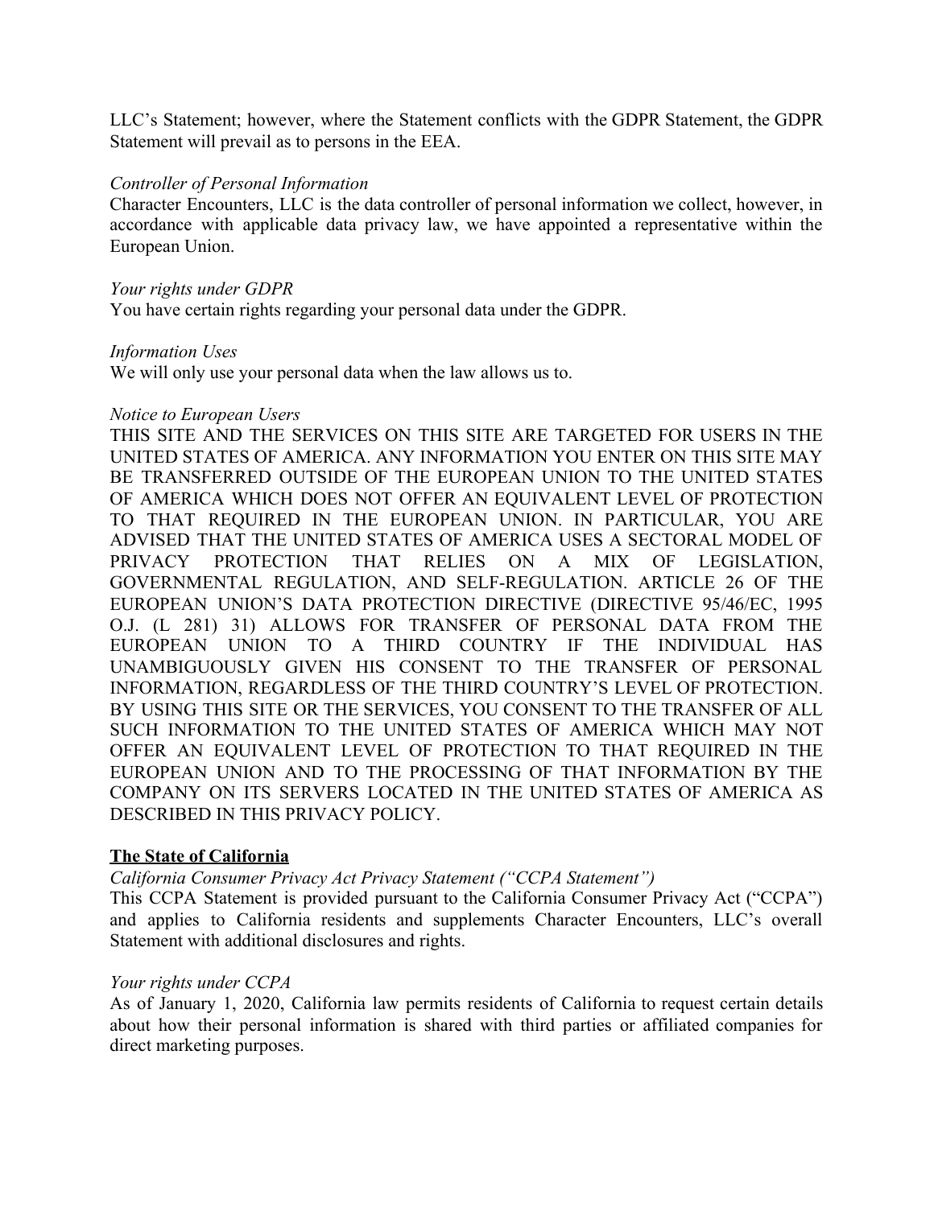LLC's Statement; however, where the Statement conflicts with the GDPR Statement, the GDPR Statement will prevail as to persons in the EEA.

*Controller of Personal Information*

Character Encounters, LLC is the data controller of personal information we collect, however, in accordance with applicable data privacy law, we have appointed a representative within the European Union.

*Your rights under GDPR*

You have certain rights regarding your personal data under the GDPR.

*Information Uses*

We will only use your personal data when the law allows us to.

*Notice to European Users*

THIS SITE AND THE SERVICES ON THIS SITE ARE TARGETED FOR USERS IN THE UNITED STATES OF AMERICA. ANY INFORMATION YOU ENTER ON THIS SITE MAY BE TRANSFERRED OUTSIDE OF THE EUROPEAN UNION TO THE UNITED STATES OF AMERICA WHICH DOES NOT OFFER AN EQUIVALENT LEVEL OF PROTECTION TO THAT REQUIRED IN THE EUROPEAN UNION. IN PARTICULAR, YOU ARE ADVISED THAT THE UNITED STATES OF AMERICA USES A SECTORAL MODEL OF PRIVACY PROTECTION THAT RELIES ON A MIX OF LEGISLATION, GOVERNMENTAL REGULATION, AND SELF-REGULATION. ARTICLE 26 OF THE EUROPEAN UNION'S DATA PROTECTION DIRECTIVE (DIRECTIVE 95/46/EC, 1995 O.J. (L 281) 31) ALLOWS FOR TRANSFER OF PERSONAL DATA FROM THE EUROPEAN UNION TO A THIRD COUNTRY IF THE INDIVIDUAL HAS UNAMBIGUOUSLY GIVEN HIS CONSENT TO THE TRANSFER OF PERSONAL INFORMATION, REGARDLESS OF THE THIRD COUNTRY'S LEVEL OF PROTECTION. BY USING THIS SITE OR THE SERVICES, YOU CONSENT TO THE TRANSFER OF ALL SUCH INFORMATION TO THE UNITED STATES OF AMERICA WHICH MAY NOT OFFER AN EQUIVALENT LEVEL OF PROTECTION TO THAT REQUIRED IN THE EUROPEAN UNION AND TO THE PROCESSING OF THAT INFORMATION BY THE COMPANY ON ITS SERVERS LOCATED IN THE UNITED STATES OF AMERICA AS DESCRIBED IN THIS PRIVACY POLICY.

**The State of California**

*California Consumer Privacy Act Privacy Statement ("CCPA Statement")*

This CCPA Statement is provided pursuant to the California Consumer Privacy Act ("CCPA") and applies to California residents and supplements Character Encounters, LLC's overall Statement with additional disclosures and rights.

*Your rights under CCPA*

As of January 1, 2020, California law permits residents of California to request certain details about how their personal information is shared with third parties or affiliated companies for direct marketing purposes.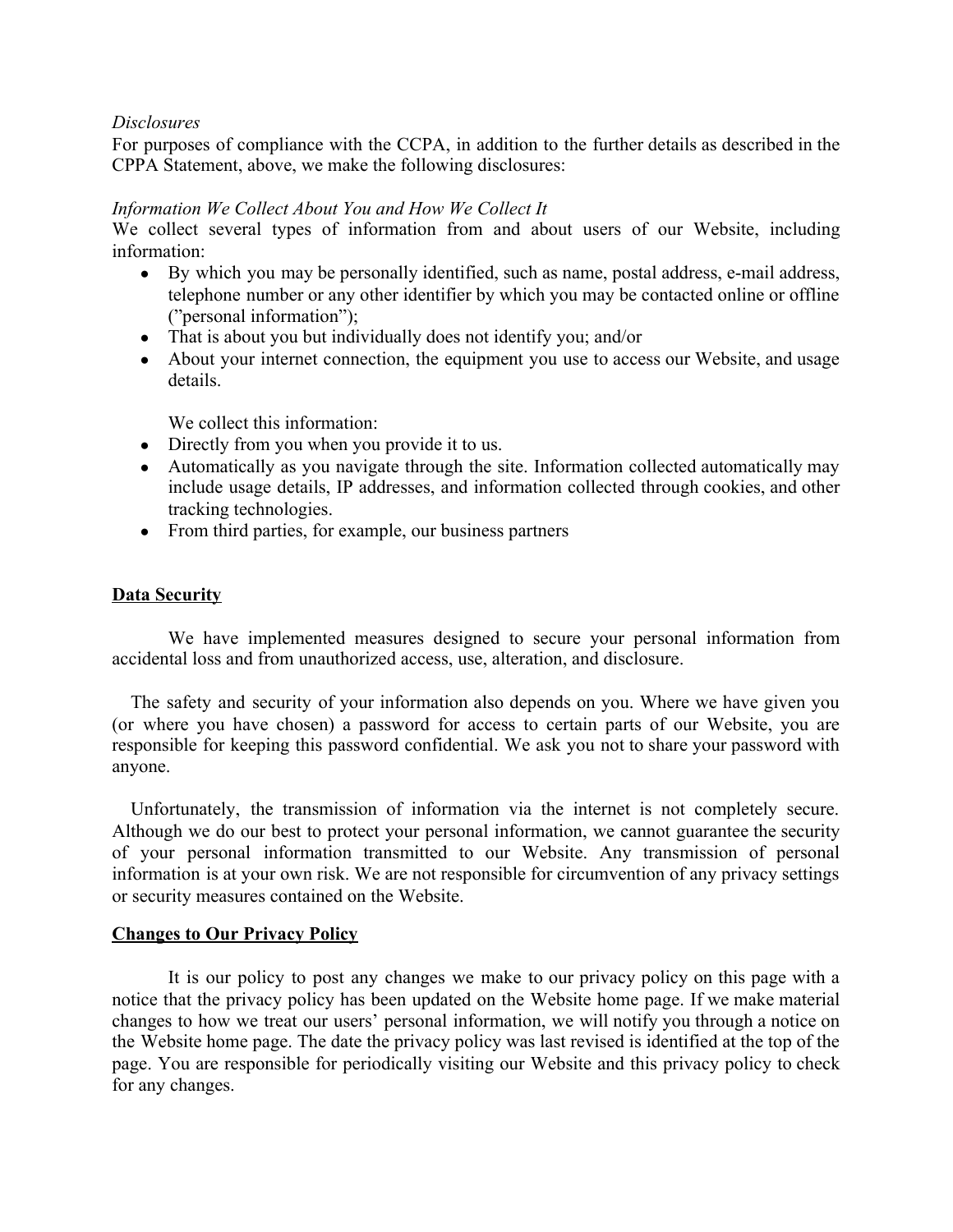*Disclosures*

For purposes of compliance with the CCPA, in addition to the further details as described in the CPPA Statement, above, we make the following disclosures:

*Information We Collect About You and How We Collect It*

We collect several types of information from and about users of our Website, including information:

- By which you may be personally identified, such as name, postal address, e-mail address, telephone number or any other identifier by which you may be contacted online or offline ("personal information");
- That is about you but individually does not identify you; and/or
- About your internet connection, the equipment you use to access our Website, and usage details.

We collect this information:

- Directly from you when you provide it to us.
- Automatically as you navigate through the site. Information collected automatically may include usage details, IP addresses, and information collected through cookies, and other tracking technologies.
- From third parties, for example, our business partners

**Data Security**

We have implemented measures designed to secure your personal information from accidental loss and from unauthorized access, use, alteration, and disclosure.

The safety and security of your information also depends on you. Where we have given you (or where you have chosen) a password for access to certain parts of our Website, you are responsible for keeping this password confidential. We ask you not to share your password with anyone.

Unfortunately, the transmission of information via the internet is not completely secure. Although we do our best to protect your personal information, we cannot guarantee the security of your personal information transmitted to our Website. Any transmission of personal information is at your own risk. We are not responsible for circumvention of any privacy settings or security measures contained on the Website.

**Changes to Our Privacy Policy**

It is our policy to post any changes we make to our privacy policy on this page with a notice that the privacy policy has been updated on the Website home page. If we make material changes to how we treat our users' personal information, we will notify you through a notice on the Website home page. The date the privacy policy was last revised is identified at the top of the page. You are responsible for periodically visiting our Website and this privacy policy to check for any changes.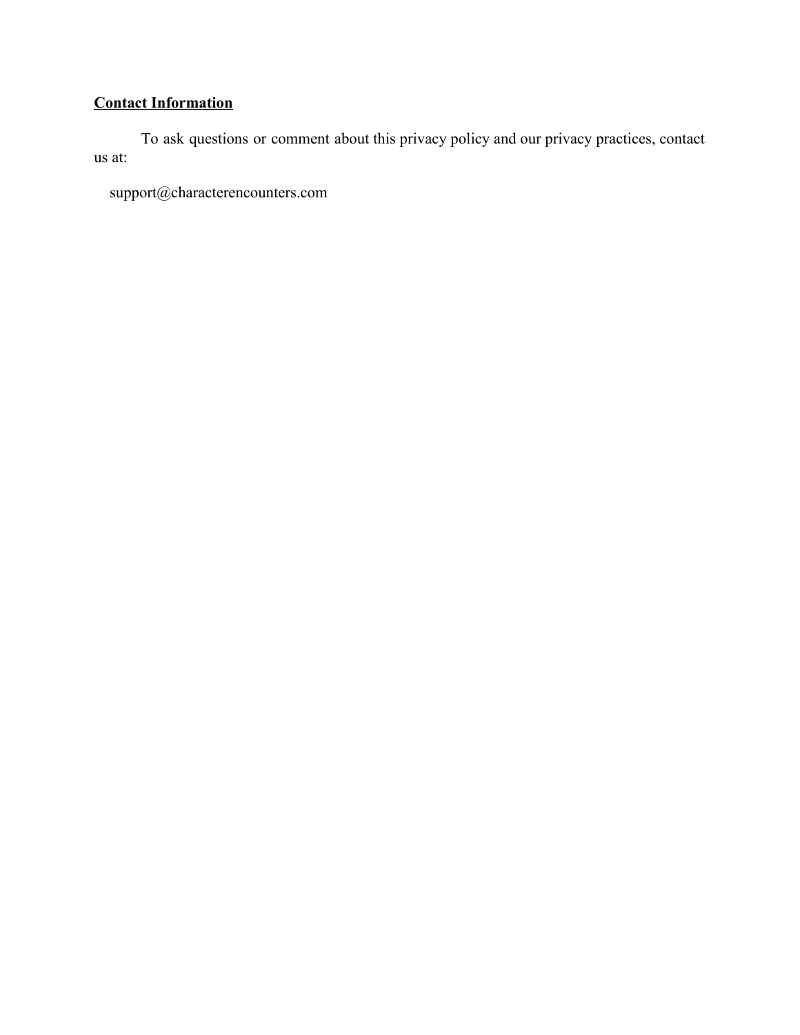**Contact Information**

To ask questions or comment about this privacy policy and our privacy practices, contact us at:

support@characterencounters.com